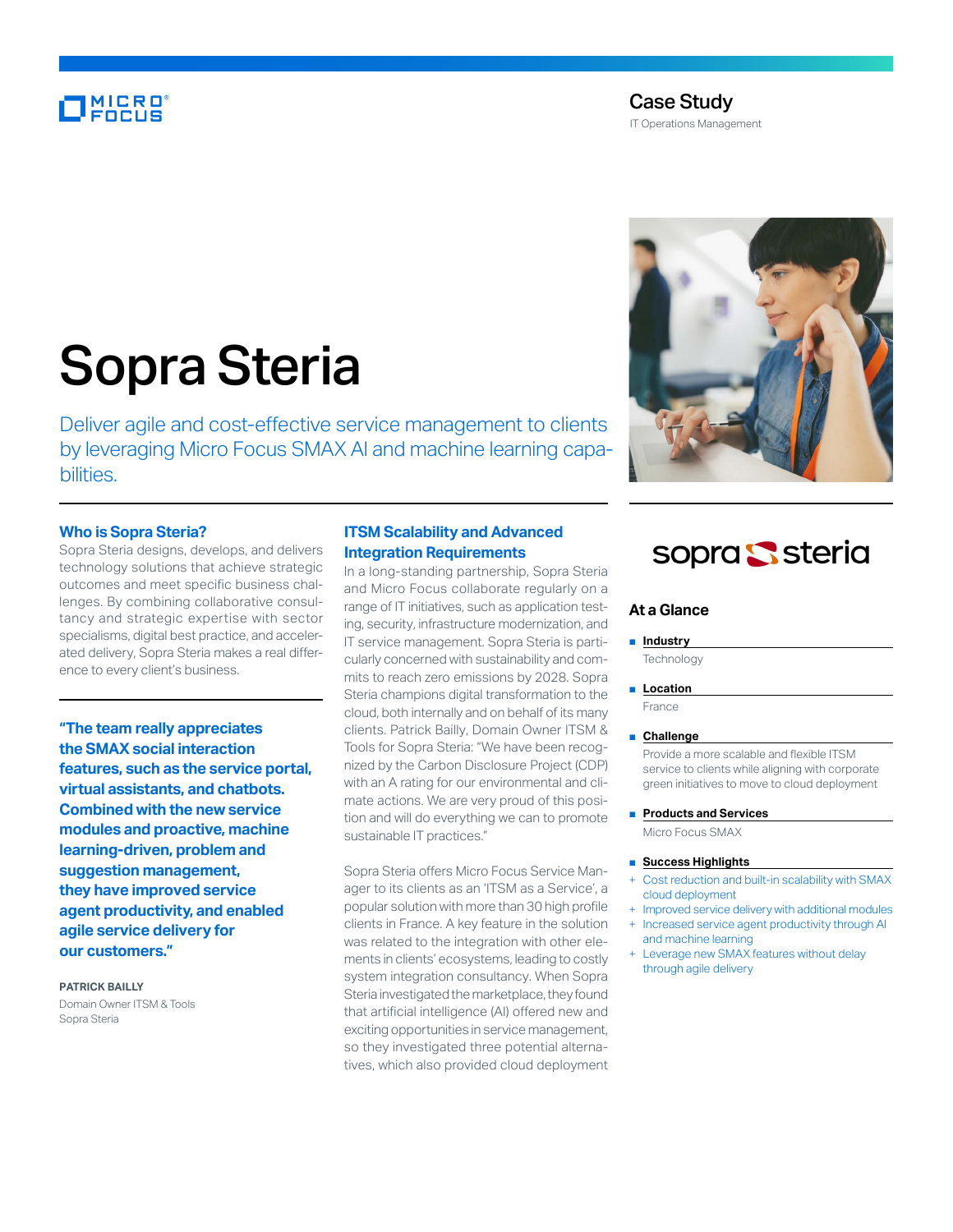Case Study

IT Operations Management

# Sopra Steria

Deliver agile and cost-effective service management to clients by leveraging Micro Focus SMAX AI and machine learning capabilities.

## At a Glance

**Industry**

Technology

**Location**

France

**Challenge**

Provide a more scalable and flexible ITSM service to clients while aligning with corporate green initiatives to move to cloud deployment

**Products and Services**

Micro Focus SMAX

**Success Highlights**

- Cost reduction and built-in scalability with SMAX cloud deployment
- Improved service delivery with additional modules
- Increased service agent productivity through AI and machine learning
- Leverage new SMAX features without delay through agile delivery

## Who is Sopra Steria?

Sopra Steria designs, develops, and delivers technology solutions that achieve strategic outcomes and meet specific business challenges. By combining collaborative consultancy and strategic expertise with sector specialisms, digital best practice, and accelerated delivery, Sopra Steria makes a real difference to every client's business.

**"The team really appreciates the SMAX social interaction features, such as the service portal, virtual assistants, and chatbots. Combined with the new service modules and proactive, machine learning-driven, problem and suggestion management, they have improved service agent productivity, and enabled agile service delivery for our customers."**

**PATRICK BAILLY**
Domain Owner ITSM & Tools
Sopra Steria

## ITSM Scalability and Advanced Integration Requirements

In a long-standing partnership, Sopra Steria and Micro Focus collaborate regularly on a range of IT initiatives, such as application testing, security, infrastructure modernization, and IT service management. Sopra Steria is particularly concerned with sustainability and commits to reach zero emissions by 2028. Sopra Steria champions digital transformation to the cloud, both internally and on behalf of its many clients. Patrick Bailly, Domain Owner ITSM & Tools for Sopra Steria: "We have been recognized by the Carbon Disclosure Project (CDP) with an A rating for our environmental and climate actions. We are very proud of this position and will do everything we can to promote sustainable IT practices."

Sopra Steria offers Micro Focus Service Manager to its clients as an 'ITSM as a Service', a popular solution with more than 30 high profile clients in France. A key feature in the solution was related to the integration with other elements in clients' ecosystems, leading to costly system integration consultancy. When Sopra Steria investigated the marketplace, they found that artificial intelligence (AI) offered new and exciting opportunities in service management, so they investigated three potential alternatives, which also provided cloud deployment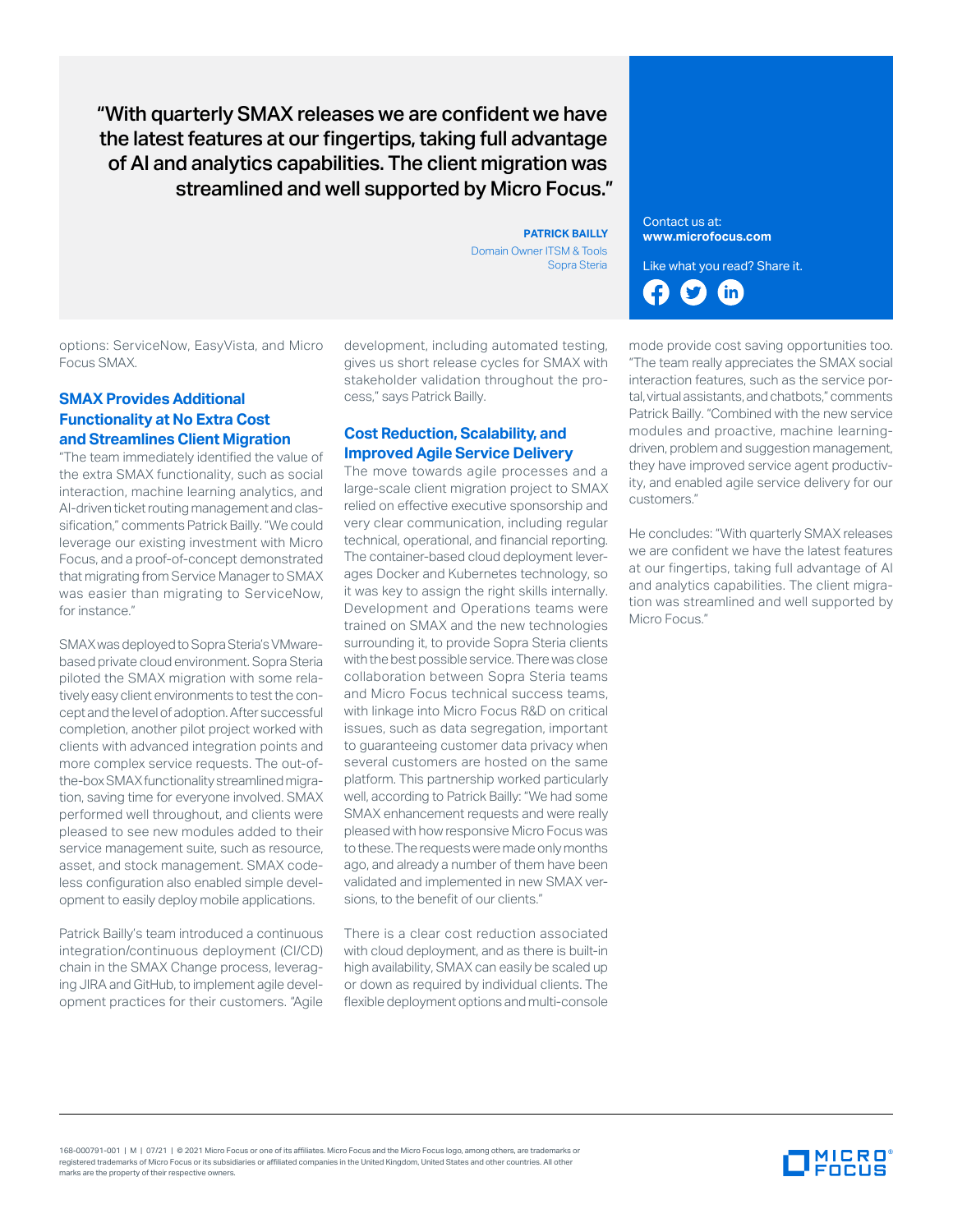"With quarterly SMAX releases we are confident we have the latest features at our fingertips, taking full advantage of AI and analytics capabilities. The client migration was streamlined and well supported by Micro Focus."

**PATRICK BAILLY**
Domain Owner ITSM & Tools
Sopra Steria

Contact us at:
**www.microfocus.com**

Like what you read? Share it.

options: ServiceNow, EasyVista, and Micro Focus SMAX.

## SMAX Provides Additional Functionality at No Extra Cost and Streamlines Client Migration

"The team immediately identified the value of the extra SMAX functionality, such as social interaction, machine learning analytics, and AI-driven ticket routing management and classification," comments Patrick Bailly. "We could leverage our existing investment with Micro Focus, and a proof-of-concept demonstrated that migrating from Service Manager to SMAX was easier than migrating to ServiceNow, for instance."

SMAX was deployed to Sopra Steria's VMware-based private cloud environment. Sopra Steria piloted the SMAX migration with some relatively easy client environments to test the concept and the level of adoption. After successful completion, another pilot project worked with clients with advanced integration points and more complex service requests. The out-of-the-box SMAX functionality streamlined migration, saving time for everyone involved. SMAX performed well throughout, and clients were pleased to see new modules added to their service management suite, such as resource, asset, and stock management. SMAX codeless configuration also enabled simple development to easily deploy mobile applications.

Patrick Bailly's team introduced a continuous integration/continuous deployment (CI/CD) chain in the SMAX Change process, leveraging JIRA and GitHub, to implement agile development practices for their customers. "Agile development, including automated testing, gives us short release cycles for SMAX with stakeholder validation throughout the process," says Patrick Bailly.

## Cost Reduction, Scalability, and Improved Agile Service Delivery

The move towards agile processes and a large-scale client migration project to SMAX relied on effective executive sponsorship and very clear communication, including regular technical, operational, and financial reporting. The container-based cloud deployment leverages Docker and Kubernetes technology, so it was key to assign the right skills internally. Development and Operations teams were trained on SMAX and the new technologies surrounding it, to provide Sopra Steria clients with the best possible service. There was close collaboration between Sopra Steria teams and Micro Focus technical success teams, with linkage into Micro Focus R&D on critical issues, such as data segregation, important to guaranteeing customer data privacy when several customers are hosted on the same platform. This partnership worked particularly well, according to Patrick Bailly: "We had some SMAX enhancement requests and were really pleased with how responsive Micro Focus was to these. The requests were made only months ago, and already a number of them have been validated and implemented in new SMAX versions, to the benefit of our clients."

There is a clear cost reduction associated with cloud deployment, and as there is built-in high availability, SMAX can easily be scaled up or down as required by individual clients. The flexible deployment options and multi-console mode provide cost saving opportunities too. "The team really appreciates the SMAX social interaction features, such as the service portal, virtual assistants, and chatbots," comments Patrick Bailly. "Combined with the new service modules and proactive, machine learning-driven, problem and suggestion management, they have improved service agent productivity, and enabled agile service delivery for our customers."

He concludes: "With quarterly SMAX releases we are confident we have the latest features at our fingertips, taking full advantage of AI and analytics capabilities. The client migration was streamlined and well supported by Micro Focus."

168-000791-001 | M | 07/21 | © 2021 Micro Focus or one of its affiliates. Micro Focus and the Micro Focus logo, among others, are trademarks or registered trademarks of Micro Focus or its subsidiaries or affiliated companies in the United Kingdom, United States and other countries. All other marks are the property of their respective owners.